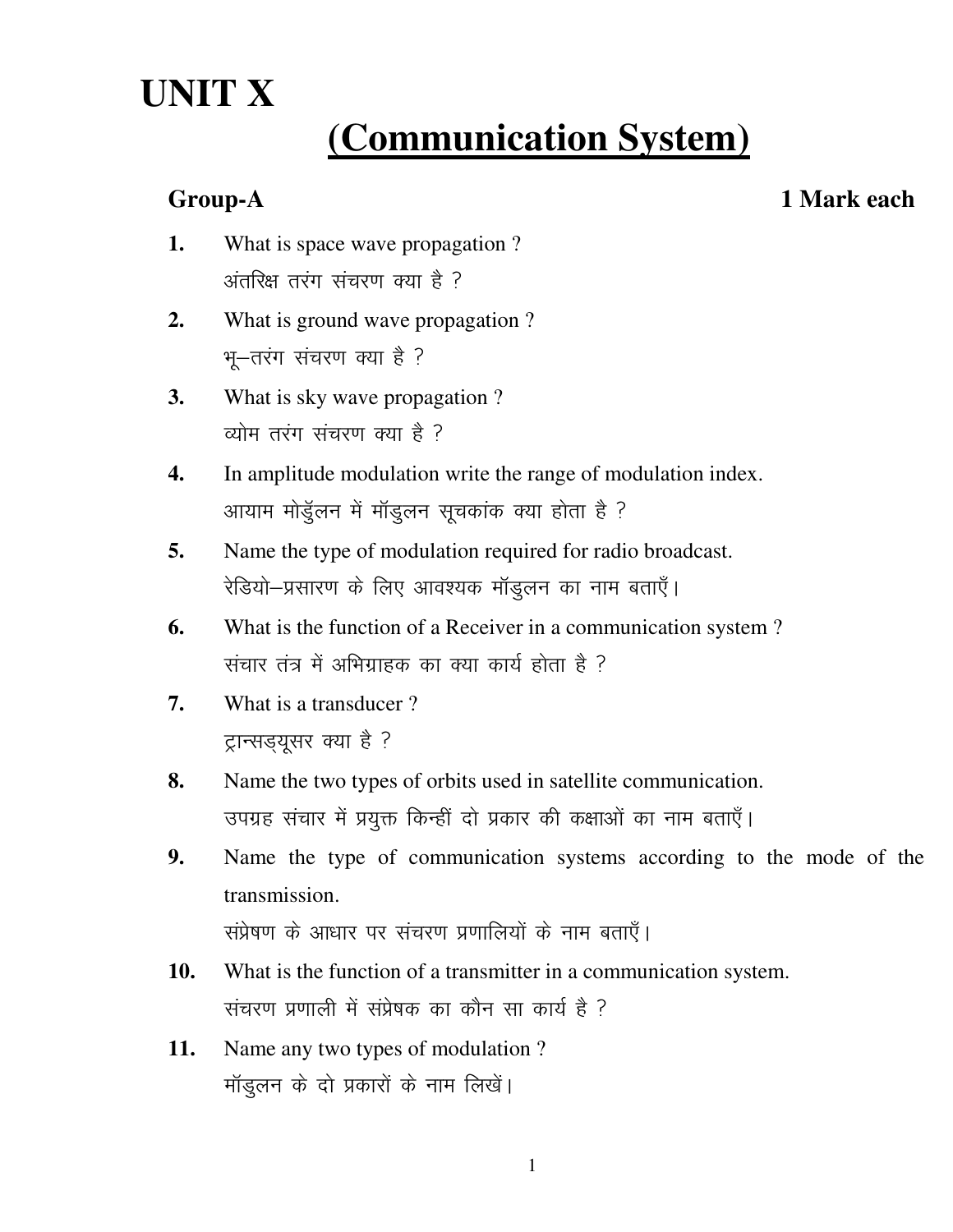# UNIT X

## (Communication System)

**Group-A** **1 Mark each**

1. What is space wave propagation ?
   अंतरिक्ष तरंग संचरण क्या है ?

2. What is ground wave propagation ?
   भू–तरंग संचरण क्या है ?

3. What is sky wave propagation ?
   व्योम तरंग संचरण क्या है ?

4. In amplitude modulation write the range of modulation index.
   आयाम मोडुँलन में मॉडुलन सूचकांक क्या होता है ?

5. Name the type of modulation required for radio broadcast.
   रेडियो–प्रसारण के लिए आवश्यक मॉडुलन का नाम बताएँ।

6. What is the function of a Receiver in a communication system ?
   संचार तंत्र में अभिग्राहक का क्या कार्य होता है ?

7. What is a transducer ?
   ट्रान्सड्यूसर क्या है ?

8. Name the two types of orbits used in satellite communication.
   उपग्रह संचार में प्रयुक्त किन्हीं दो प्रकार की कक्षाओं का नाम बताएँ।

9. Name the type of communication systems according to the mode of the transmission.
   संप्रेषण के आधार पर संचरण प्रणालियों के नाम बताएँ।

10. What is the function of a transmitter in a communication system.
    संचरण प्रणाली में संप्रेषक का कौन सा कार्य है ?

11. Name any two types of modulation ?
    मॉडुलन के दो प्रकारों के नाम लिखें।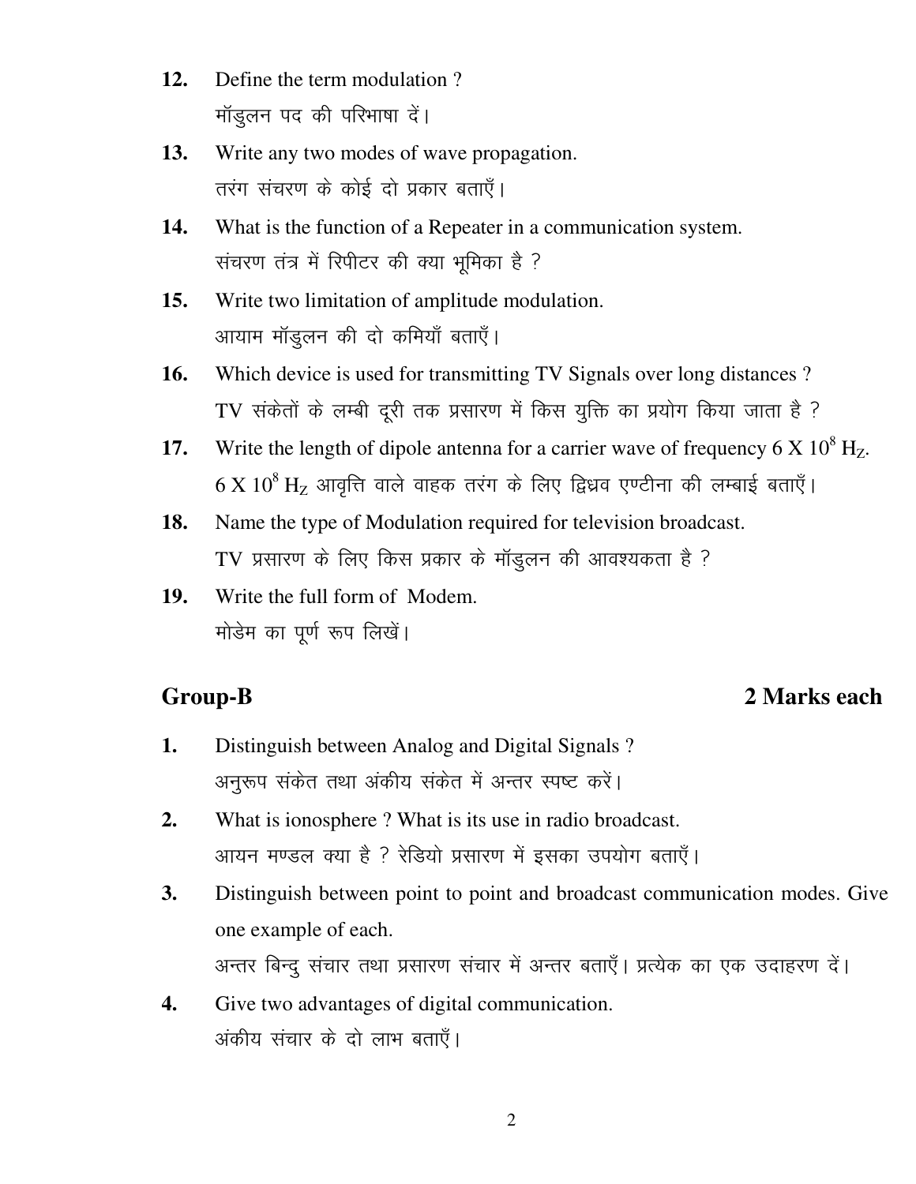12. Define the term modulation ?
    मॉडुलन पद की परिभाषा दें।

13. Write any two modes of wave propagation.
    तरंग संचरण के कोई दो प्रकार बताएँ।

14. What is the function of a Repeater in a communication system.
    संचरण तंत्र में रिपीटर की क्या भूमिका है ?

15. Write two limitation of amplitude modulation.
    आयाम मॉडुलन की दो कमियाँ बताएँ।

16. Which device is used for transmitting TV Signals over long distances ?
    TV संकेतों के लम्बी दूरी तक प्रसारण में किस युक्ति का प्रयोग किया जाता है ?

17. Write the length of dipole antenna for a carrier wave of frequency $6 \times 10^8$ $H_Z$.
    $6 \times 10^8$ $H_Z$ आवृत्ति वाले वाहक तरंग के लिए द्विध्रुव एण्टीना की लम्बाई बताएँ।

18. Name the type of Modulation required for television broadcast.
    TV प्रसारण के लिए किस प्रकार के मॉडुलन की आवश्यकता है ?

19. Write the full form of Modem.
    मोडेम का पूर्ण रूप लिखें।

## Group-B **2 Marks each**

1. Distinguish between Analog and Digital Signals ?
   अनुरूप संकेत तथा अंकीय संकेत में अन्तर स्पष्ट करें।

2. What is ionosphere ? What is its use in radio broadcast.
   आयन मण्डल क्या है ? रेडियो प्रसारण में इसका उपयोग बताएँ।

3. Distinguish between point to point and broadcast communication modes. Give one example of each.
   अन्तर बिन्दु संचार तथा प्रसारण संचार में अन्तर बताएँ। प्रत्येक का एक उदाहरण दें।

4. Give two advantages of digital communication.
   अंकीय संचार के दो लाभ बताएँ।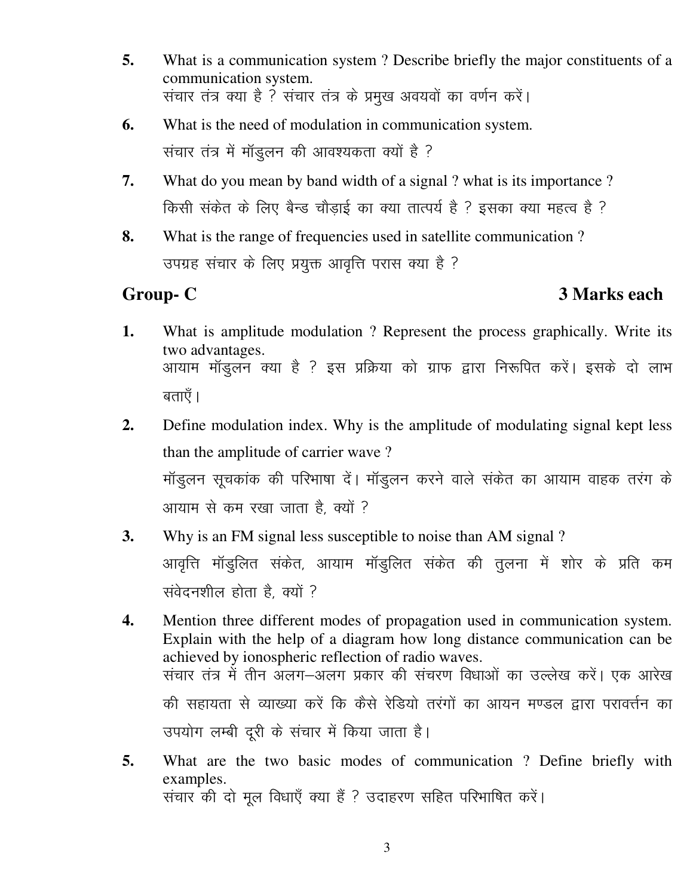5. What is a communication system ? Describe briefly the major constituents of a communication system.
   संचार तंत्र क्या है ? संचार तंत्र के प्रमुख अवयवों का वर्णन करें।

6. What is the need of modulation in communication system.
   संचार तंत्र में मॉडुलन की आवश्यकता क्यों है ?

7. What do you mean by band width of a signal ? what is its importance ?
   किसी संकेत के लिए बैन्ड चौड़ाई का क्या तात्पर्य है ? इसका क्या महत्व है ?

8. What is the range of frequencies used in satellite communication ?
   उपग्रह संचार के लिए प्रयुक्त आवृत्ति परास क्या है ?

## Group- C — 3 Marks each

1. What is amplitude modulation ? Represent the process graphically. Write its two advantages.
   आयाम मॉडुलन क्या है ? इस प्रक्रिया को ग्राफ द्वारा निरूपित करें। इसके दो लाभ बताएँ।

2. Define modulation index. Why is the amplitude of modulating signal kept less than the amplitude of carrier wave ?
   मॉडुलन सूचकांक की परिभाषा दें। मॉडुलन करने वाले संकेत का आयाम वाहक तरंग के आयाम से कम रखा जाता है, क्यों ?

3. Why is an FM signal less susceptible to noise than AM signal ?
   आवृत्ति मॉडुलित संकेत, आयाम मॉडुलित संकेत की तुलना में शोर के प्रति कम संवेदनशील होता है, क्यों ?

4. Mention three different modes of propagation used in communication system. Explain with the help of a diagram how long distance communication can be achieved by ionospheric reflection of radio waves.
   संचार तंत्र में तीन अलग–अलग प्रकार की संचरण विधाओं का उल्लेख करें। एक आरेख की सहायता से व्याख्या करें कि कैसे रेडियो तरंगों का आयन मण्डल द्वारा परावर्त्तन का उपयोग लम्बी दूरी के संचार में किया जाता है।

5. What are the two basic modes of communication ? Define briefly with examples.
   संचार की दो मूल विधाएँ क्या हैं ? उदाहरण सहित परिभाषित करें।